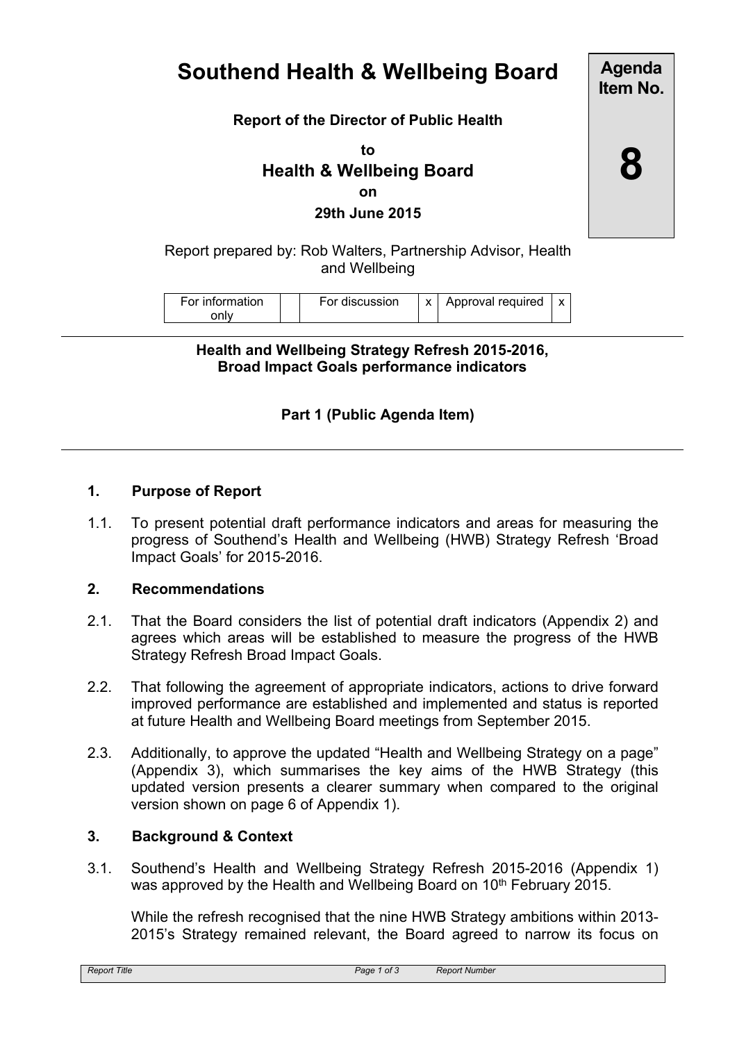# Southend Health & Wellbeing Board

**Agenda Item No.**

**8**

**Report of the Director of Public Health**

**to**

**Health & Wellbeing Board**

**on**

**29th June 2015**

Report prepared by: Rob Walters, Partnership Advisor, Health and Wellbeing

| For information only | | For discussion | x | Approval required | x |
|---|---|---|---|---|---|

**Health and Wellbeing Strategy Refresh 2015-2016, Broad Impact Goals performance indicators**

**Part 1 (Public Agenda Item)**

## 1. Purpose of Report

1.1. To present potential draft performance indicators and areas for measuring the progress of Southend's Health and Wellbeing (HWB) Strategy Refresh 'Broad Impact Goals' for 2015-2016.

## 2. Recommendations

2.1. That the Board considers the list of potential draft indicators (Appendix 2) and agrees which areas will be established to measure the progress of the HWB Strategy Refresh Broad Impact Goals.

2.2. That following the agreement of appropriate indicators, actions to drive forward improved performance are established and implemented and status is reported at future Health and Wellbeing Board meetings from September 2015.

2.3. Additionally, to approve the updated "Health and Wellbeing Strategy on a page" (Appendix 3), which summarises the key aims of the HWB Strategy (this updated version presents a clearer summary when compared to the original version shown on page 6 of Appendix 1).

## 3. Background & Context

3.1. Southend's Health and Wellbeing Strategy Refresh 2015-2016 (Appendix 1) was approved by the Health and Wellbeing Board on 10th February 2015.

While the refresh recognised that the nine HWB Strategy ambitions within 2013-2015's Strategy remained relevant, the Board agreed to narrow its focus on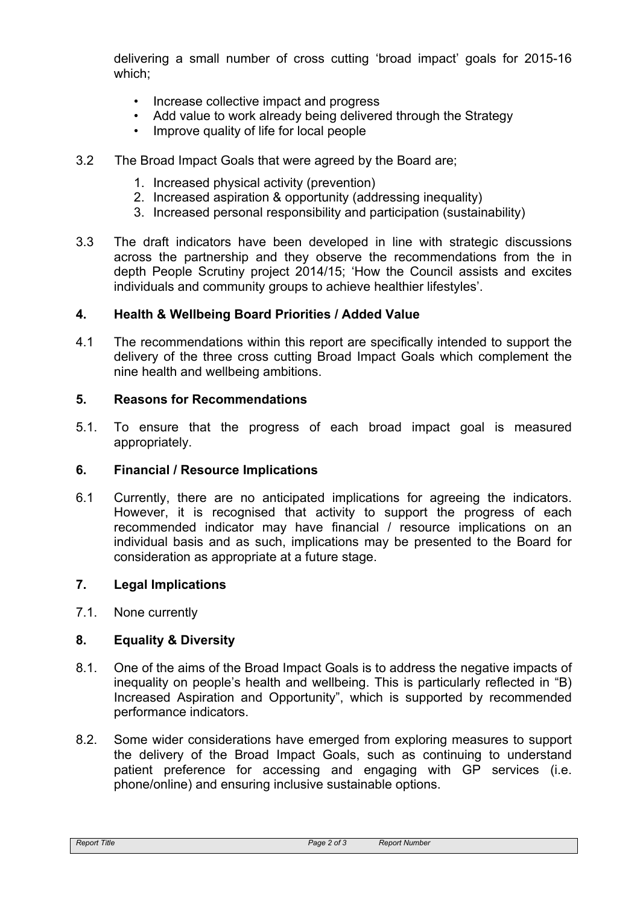delivering a small number of cross cutting 'broad impact' goals for 2015-16 which;

- Increase collective impact and progress
- Add value to work already being delivered through the Strategy
- Improve quality of life for local people

3.2 The Broad Impact Goals that were agreed by the Board are;

1. Increased physical activity (prevention)
2. Increased aspiration & opportunity (addressing inequality)
3. Increased personal responsibility and participation (sustainability)

3.3 The draft indicators have been developed in line with strategic discussions across the partnership and they observe the recommendations from the the in depth People Scrutiny project 2014/15; 'How the Council assists and excites individuals and community groups to achieve healthier lifestyles'.

## 4. Health & Wellbeing Board Priorities / Added Value

4.1 The recommendations within this report are specifically intended to support the delivery of the three cross cutting Broad Impact Goals which complement the nine health and wellbeing ambitions.

## 5. Reasons for Recommendations

5.1. To ensure that the progress of each broad impact goal is measured appropriately.

## 6. Financial / Resource Implications

6.1 Currently, there are no anticipated implications for agreeing the indicators. However, it is recognised that activity to support the progress of each recommended indicator may have financial / resource implications on an individual basis and as such, implications may be presented to the Board for consideration as appropriate at a future stage.

## 7. Legal Implications

7.1. None currently

## 8. Equality & Diversity

8.1. One of the aims of the Broad Impact Goals is to address the negative impacts of inequality on people's health and wellbeing. This is particularly reflected in "B) Increased Aspiration and Opportunity", which is supported by recommended performance indicators.

8.2. Some wider considerations have emerged from exploring measures to support the delivery of the Broad Impact Goals, such as continuing to understand patient preference for accessing and engaging with GP services (i.e. phone/online) and ensuring inclusive sustainable options.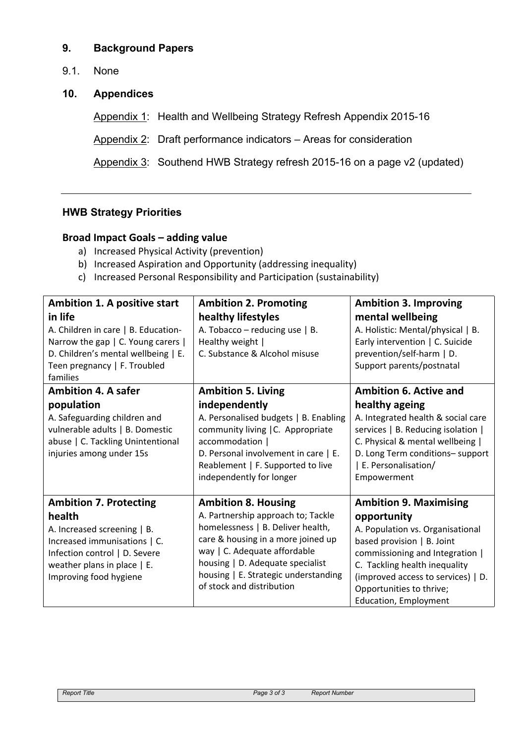## 9. Background Papers

9.1. None

## 10. Appendices

Appendix 1: Health and Wellbeing Strategy Refresh Appendix 2015-16

Appendix 2: Draft performance indicators – Areas for consideration

Appendix 3: Southend HWB Strategy refresh 2015-16 on a page v2 (updated)

---

### HWB Strategy Priorities

**Broad Impact Goals – adding value**

a) Increased Physical Activity (prevention)
b) Increased Aspiration and Opportunity (addressing inequality)
c) Increased Personal Responsibility and Participation (sustainability)

| | | |
|---|---|---|
| **Ambition 1. A positive start in life**<br>A. Children in care \| B. Education-Narrow the gap \| C. Young carers \| D. Children's mental wellbeing \| E. Teen pregnancy \| F. Troubled families | **Ambition 2. Promoting healthy lifestyles**<br>A. Tobacco – reducing use \| B. Healthy weight \|<br>C. Substance & Alcohol misuse | **Ambition 3. Improving mental wellbeing**<br>A. Holistic: Mental/physical \| B. Early intervention \| C. Suicide prevention/self-harm \| D. Support parents/postnatal |
| **Ambition 4. A safer population**<br>A. Safeguarding children and vulnerable adults \| B. Domestic abuse \| C. Tackling Unintentional injuries among under 15s | **Ambition 5. Living independently**<br>A. Personalised budgets \| B. Enabling community living \|C. Appropriate accommodation \|<br>D. Personal involvement in care \| E. Reablement \| F. Supported to live independently for longer | **Ambition 6. Active and healthy ageing**<br>A. Integrated health & social care services \| B. Reducing isolation \| C. Physical & mental wellbeing \| D. Long Term conditions– support \| E. Personalisation/ Empowerment |
| **Ambition 7. Protecting health**<br>A. Increased screening \| B. Increased immunisations \| C. Infection control \| D. Severe weather plans in place \| E. Improving food hygiene | **Ambition 8. Housing**<br>A. Partnership approach to; Tackle homelessness \| B. Deliver health, care & housing in a more joined up way \| C. Adequate affordable housing \| D. Adequate specialist housing \| E. Strategic understanding of stock and distribution | **Ambition 9. Maximising opportunity**<br>A. Population vs. Organisational based provision \| B. Joint commissioning and Integration \| C. Tackling health inequality (improved access to services) \| D. Opportunities to thrive; Education, Employment |